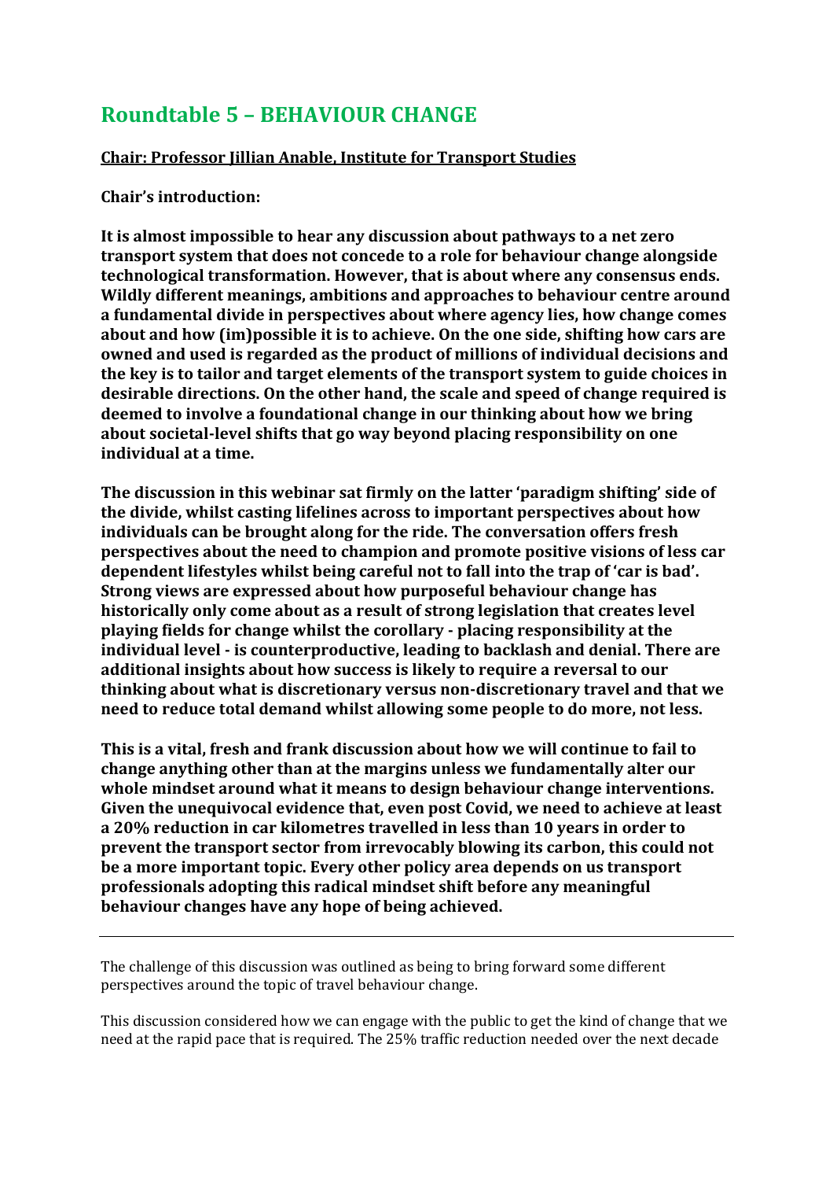# Roundtable 5 – BEHAVIOUR CHANGE

**Chair: Professor Jillian Anable, Institute for Transport Studies**

**Chair's introduction:**

**It is almost impossible to hear any discussion about pathways to a net zero transport system that does not concede to a role for behaviour change alongside technological transformation. However, that is about where any consensus ends. Wildly different meanings, ambitions and approaches to behaviour centre around a fundamental divide in perspectives about where agency lies, how change comes about and how (im)possible it is to achieve. On the one side, shifting how cars are owned and used is regarded as the product of millions of individual decisions and the key is to tailor and target elements of the transport system to guide choices in desirable directions. On the other hand, the scale and speed of change required is deemed to involve a foundational change in our thinking about how we bring about societal-level shifts that go way beyond placing responsibility on one individual at a time.**

**The discussion in this webinar sat firmly on the latter 'paradigm shifting' side of the divide, whilst casting lifelines across to important perspectives about how individuals can be brought along for the ride. The conversation offers fresh perspectives about the need to champion and promote positive visions of less car dependent lifestyles whilst being careful not to fall into the trap of 'car is bad'. Strong views are expressed about how purposeful behaviour change has historically only come about as a result of strong legislation that creates level playing fields for change whilst the corollary - placing responsibility at the individual level - is counterproductive, leading to backlash and denial. There are additional insights about how success is likely to require a reversal to our thinking about what is discretionary versus non-discretionary travel and that we need to reduce total demand whilst allowing some people to do more, not less.**

**This is a vital, fresh and frank discussion about how we will continue to fail to change anything other than at the margins unless we fundamentally alter our whole mindset around what it means to design behaviour change interventions. Given the unequivocal evidence that, even post Covid, we need to achieve at least a 20% reduction in car kilometres travelled in less than 10 years in order to prevent the transport sector from irrevocably blowing its carbon, this could not be a more important topic. Every other policy area depends on us transport professionals adopting this radical mindset shift before any meaningful behaviour changes have any hope of being achieved.**

---

The challenge of this discussion was outlined as being to bring forward some different perspectives around the topic of travel behaviour change.

This discussion considered how we can engage with the public to get the kind of change that we need at the rapid pace that is required. The 25% traffic reduction needed over the next decade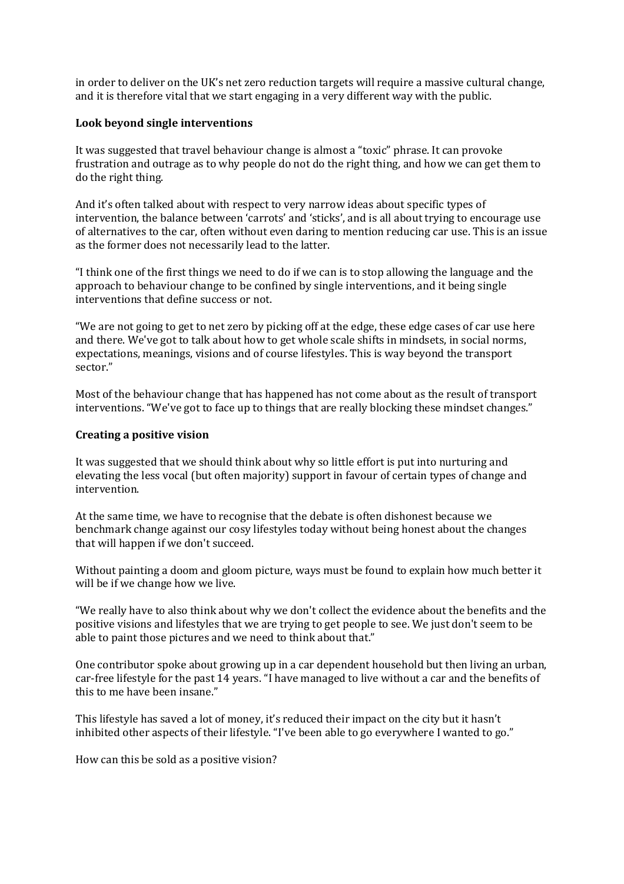in order to deliver on the UK's net zero reduction targets will require a massive cultural change, and it is therefore vital that we start engaging in a very different way with the public.

**Look beyond single interventions**

It was suggested that travel behaviour change is almost a "toxic" phrase. It can provoke frustration and outrage as to why people do not do the right thing, and how we can get them to do the right thing.

And it's often talked about with respect to very narrow ideas about specific types of intervention, the balance between 'carrots' and 'sticks', and is all about trying to encourage use of alternatives to the car, often without even daring to mention reducing car use. This is an issue as the former does not necessarily lead to the latter.

"I think one of the first things we need to do if we can is to stop allowing the language and the approach to behaviour change to be confined by single interventions, and it being single interventions that define success or not.

"We are not going to get to net zero by picking off at the edge, these edge cases of car use here and there. We've got to talk about how to get whole scale shifts in mindsets, in social norms, expectations, meanings, visions and of course lifestyles. This is way beyond the transport sector."

Most of the behaviour change that has happened has not come about as the result of transport interventions. "We've got to face up to things that are really blocking these mindset changes."

**Creating a positive vision**

It was suggested that we should think about why so little effort is put into nurturing and elevating the less vocal (but often majority) support in favour of certain types of change and intervention.

At the same time, we have to recognise that the debate is often dishonest because we benchmark change against our cosy lifestyles today without being honest about the changes that will happen if we don't succeed.

Without painting a doom and gloom picture, ways must be found to explain how much better it will be if we change how we live.

"We really have to also think about why we don't collect the evidence about the benefits and the positive visions and lifestyles that we are trying to get people to see. We just don't seem to be able to paint those pictures and we need to think about that."

One contributor spoke about growing up in a car dependent household but then living an urban, car-free lifestyle for the past 14 years. "I have managed to live without a car and the benefits of this to me have been insane."

This lifestyle has saved a lot of money, it's reduced their impact on the city but it hasn't inhibited other aspects of their lifestyle. "I've been able to go everywhere I wanted to go."

How can this be sold as a positive vision?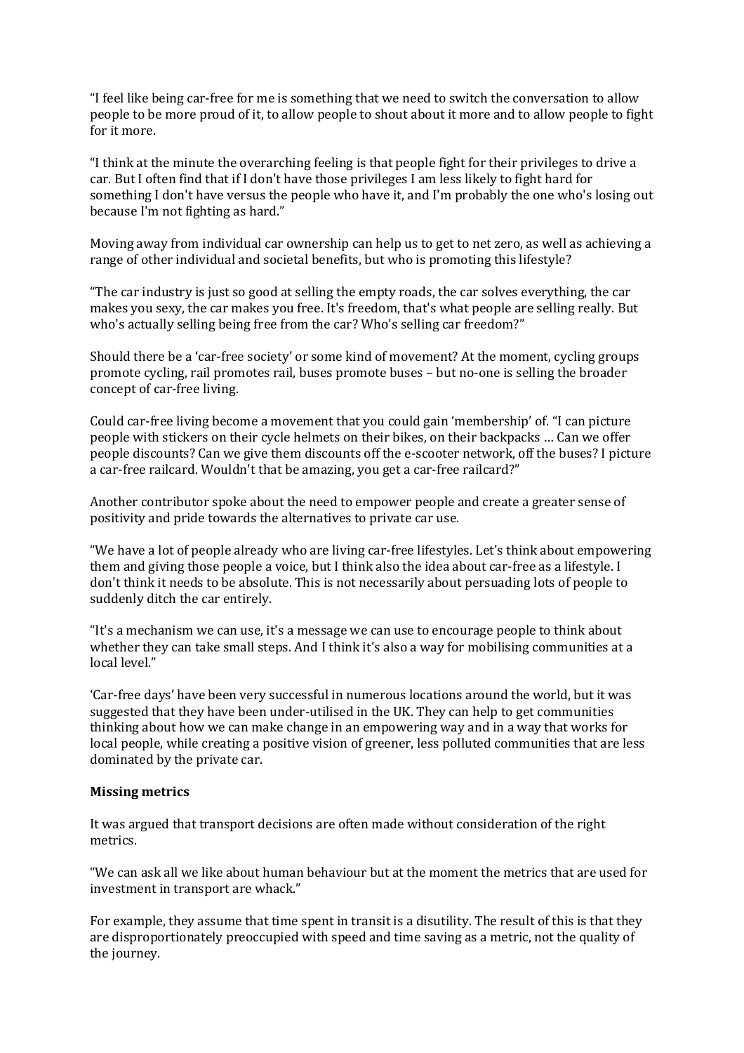"I feel like being car-free for me is something that we need to switch the conversation to allow people to be more proud of it, to allow people to shout about it more and to allow people to fight for it more.

"I think at the minute the overarching feeling is that people fight for their privileges to drive a car. But I often find that if I don't have those privileges I am less likely to fight hard for something I don't have versus the people who have it, and I'm probably the one who's losing out because I'm not fighting as hard."

Moving away from individual car ownership can help us to get to net zero, as well as achieving a range of other individual and societal benefits, but who is promoting this lifestyle?

"The car industry is just so good at selling the empty roads, the car solves everything, the car makes you sexy, the car makes you free. It's freedom, that's what people are selling really. But who's actually selling being free from the car? Who's selling car freedom?"

Should there be a 'car-free society' or some kind of movement? At the moment, cycling groups promote cycling, rail promotes rail, buses promote buses – but no-one is selling the broader concept of car-free living.

Could car-free living become a movement that you could gain 'membership' of. "I can picture people with stickers on their cycle helmets on their bikes, on their backpacks … Can we offer people discounts? Can we give them discounts off the e-scooter network, off the buses? I picture a car-free railcard. Wouldn't that be amazing, you get a car-free railcard?"

Another contributor spoke about the need to empower people and create a greater sense of positivity and pride towards the alternatives to private car use.

"We have a lot of people already who are living car-free lifestyles. Let's think about empowering them and giving those people a voice, but I think also the idea about car-free as a lifestyle. I don't think it needs to be absolute. This is not necessarily about persuading lots of people to suddenly ditch the car entirely.

"It's a mechanism we can use, it's a message we can use to encourage people to think about whether they can take small steps. And I think it's also a way for mobilising communities at a local level."

'Car-free days' have been very successful in numerous locations around the world, but it was suggested that they have been under-utilised in the UK. They can help to get communities thinking about how we can make change in an empowering way and in a way that works for local people, while creating a positive vision of greener, less polluted communities that are less dominated by the private car.

**Missing metrics**

It was argued that transport decisions are often made without consideration of the right metrics.

"We can ask all we like about human behaviour but at the moment the metrics that are used for investment in transport are whack."

For example, they assume that time spent in transit is a disutility. The result of this is that they are disproportionately preoccupied with speed and time saving as a metric, not the quality of the journey.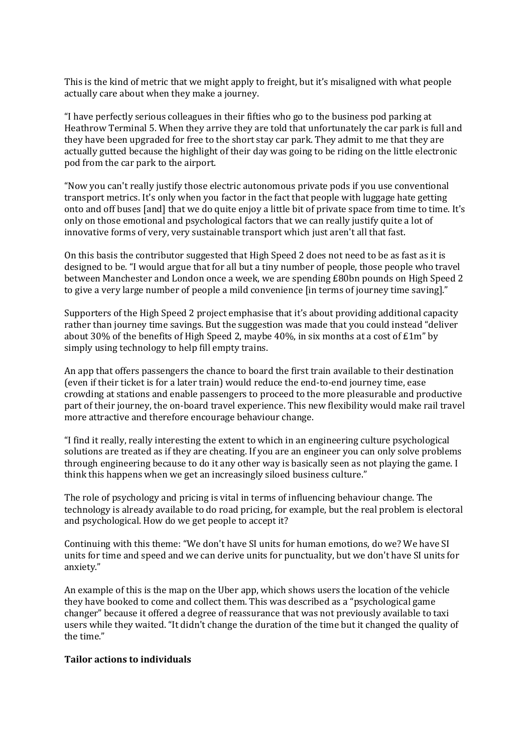This is the kind of metric that we might apply to freight, but it's misaligned with what people actually care about when they make a journey.

"I have perfectly serious colleagues in their fifties who go to the business pod parking at Heathrow Terminal 5. When they arrive they are told that unfortunately the car park is full and they have been upgraded for free to the short stay car park. They admit to me that they are actually gutted because the highlight of their day was going to be riding on the little electronic pod from the car park to the airport.

"Now you can't really justify those electric autonomous private pods if you use conventional transport metrics. It's only when you factor in the fact that people with luggage hate getting onto and off buses [and] that we do quite enjoy a little bit of private space from time to time. It's only on those emotional and psychological factors that we can really justify quite a lot of innovative forms of very, very sustainable transport which just aren't all that fast.

On this basis the contributor suggested that High Speed 2 does not need to be as fast as it is designed to be. "I would argue that for all but a tiny number of people, those people who travel between Manchester and London once a week, we are spending £80bn pounds on High Speed 2 to give a very large number of people a mild convenience [in terms of journey time saving]."

Supporters of the High Speed 2 project emphasise that it's about providing additional capacity rather than journey time savings. But the suggestion was made that you could instead "deliver about 30% of the benefits of High Speed 2, maybe 40%, in six months at a cost of £1m" by simply using technology to help fill empty trains.

An app that offers passengers the chance to board the first train available to their destination (even if their ticket is for a later train) would reduce the end-to-end journey time, ease crowding at stations and enable passengers to proceed to the more pleasurable and productive part of their journey, the on-board travel experience. This new flexibility would make rail travel more attractive and therefore encourage behaviour change.

"I find it really, really interesting the extent to which in an engineering culture psychological solutions are treated as if they are cheating. If you are an engineer you can only solve problems through engineering because to do it any other way is basically seen as not playing the game. I think this happens when we get an increasingly siloed business culture."

The role of psychology and pricing is vital in terms of influencing behaviour change. The technology is already available to do road pricing, for example, but the real problem is electoral and psychological. How do we get people to accept it?

Continuing with this theme: "We don't have SI units for human emotions, do we? We have SI units for time and speed and we can derive units for punctuality, but we don't have SI units for anxiety."

An example of this is the map on the Uber app, which shows users the location of the vehicle they have booked to come and collect them. This was described as a "psychological game changer" because it offered a degree of reassurance that was not previously available to taxi users while they waited. "It didn't change the duration of the time but it changed the quality of the time."

**Tailor actions to individuals**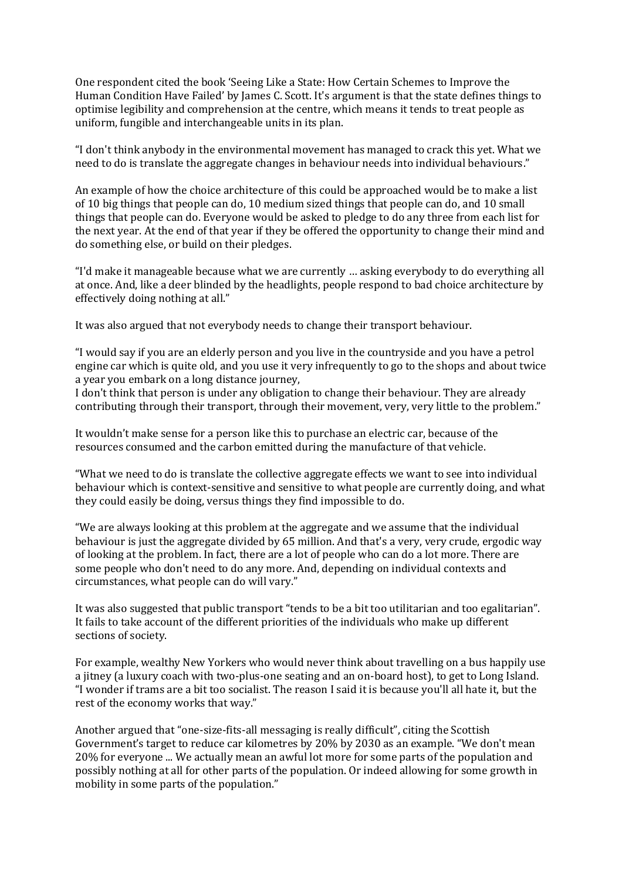One respondent cited the book 'Seeing Like a State: How Certain Schemes to Improve the Human Condition Have Failed' by James C. Scott. It's argument is that the state defines things to optimise legibility and comprehension at the centre, which means it tends to treat people as uniform, fungible and interchangeable units in its plan.

"I don't think anybody in the environmental movement has managed to crack this yet. What we need to do is translate the aggregate changes in behaviour needs into individual behaviours."

An example of how the choice architecture of this could be approached would be to make a list of 10 big things that people can do, 10 medium sized things that people can do, and 10 small things that people can do. Everyone would be asked to pledge to do any three from each list for the next year. At the end of that year if they be offered the opportunity to change their mind and do something else, or build on their pledges.

"I'd make it manageable because what we are currently … asking everybody to do everything all at once. And, like a deer blinded by the headlights, people respond to bad choice architecture by effectively doing nothing at all."

It was also argued that not everybody needs to change their transport behaviour.

"I would say if you are an elderly person and you live in the countryside and you have a petrol engine car which is quite old, and you use it very infrequently to go to the shops and about twice a year you embark on a long distance journey,
I don't think that person is under any obligation to change their behaviour. They are already contributing through their transport, through their movement, very, very little to the problem."

It wouldn't make sense for a person like this to purchase an electric car, because of the resources consumed and the carbon emitted during the manufacture of that vehicle.

"What we need to do is translate the collective aggregate effects we want to see into individual behaviour which is context-sensitive and sensitive to what people are currently doing, and what they could easily be doing, versus things they find impossible to do.

"We are always looking at this problem at the aggregate and we assume that the individual behaviour is just the aggregate divided by 65 million. And that's a very, very crude, ergodic way of looking at the problem. In fact, there are a lot of people who can do a lot more. There are some people who don't need to do any more. And, depending on individual contexts and circumstances, what people can do will vary."

It was also suggested that public transport "tends to be a bit too utilitarian and too egalitarian". It fails to take account of the different priorities of the individuals who make up different sections of society.

For example, wealthy New Yorkers who would never think about travelling on a bus happily use a jitney (a luxury coach with two-plus-one seating and an on-board host), to get to Long Island. "I wonder if trams are a bit too socialist. The reason I said it is because you'll all hate it, but the rest of the economy works that way."

Another argued that "one-size-fits-all messaging is really difficult", citing the Scottish Government's target to reduce car kilometres by 20% by 2030 as an example. "We don't mean 20% for everyone ... We actually mean an awful lot more for some parts of the population and possibly nothing at all for other parts of the population. Or indeed allowing for some growth in mobility in some parts of the population."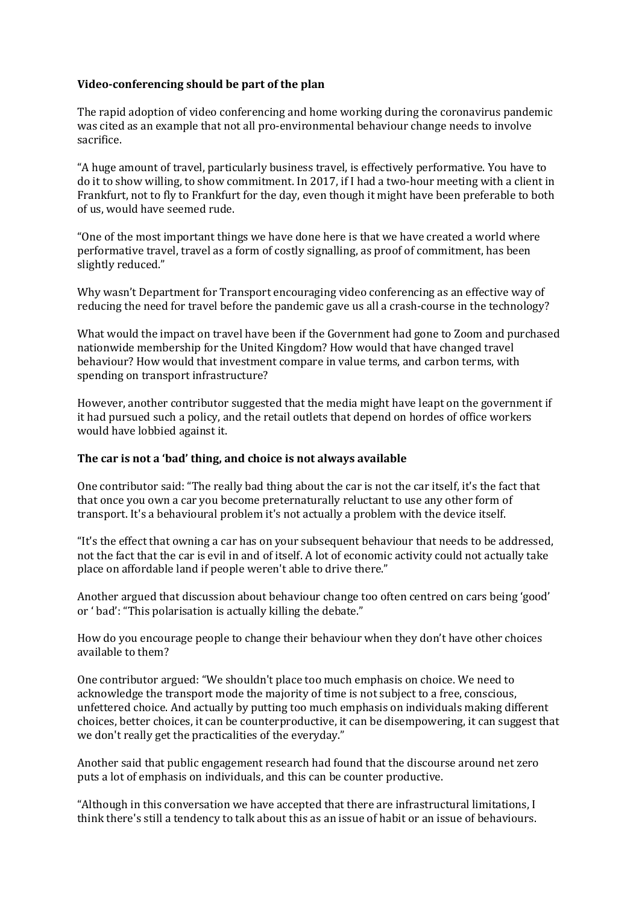**Video-conferencing should be part of the plan**

The rapid adoption of video conferencing and home working during the coronavirus pandemic was cited as an example that not all pro-environmental behaviour change needs to involve sacrifice.

"A huge amount of travel, particularly business travel, is effectively performative. You have to do it to show willing, to show commitment. In 2017, if I had a two-hour meeting with a client in Frankfurt, not to fly to Frankfurt for the day, even though it might have been preferable to both of us, would have seemed rude.

"One of the most important things we have done here is that we have created a world where performative travel, travel as a form of costly signalling, as proof of commitment, has been slightly reduced."

Why wasn't Department for Transport encouraging video conferencing as an effective way of reducing the need for travel before the pandemic gave us all a crash-course in the technology?

What would the impact on travel have been if the Government had gone to Zoom and purchased nationwide membership for the United Kingdom? How would that have changed travel behaviour? How would that investment compare in value terms, and carbon terms, with spending on transport infrastructure?

However, another contributor suggested that the media might have leapt on the government if it had pursued such a policy, and the retail outlets that depend on hordes of office workers would have lobbied against it.

**The car is not a 'bad' thing, and choice is not always available**

One contributor said: "The really bad thing about the car is not the car itself, it's the fact that that once you own a car you become preternaturally reluctant to use any other form of transport. It's a behavioural problem it's not actually a problem with the device itself.

"It's the effect that owning a car has on your subsequent behaviour that needs to be addressed, not the fact that the car is evil in and of itself. A lot of economic activity could not actually take place on affordable land if people weren't able to drive there."

Another argued that discussion about behaviour change too often centred on cars being 'good' or ' bad': "This polarisation is actually killing the debate."

How do you encourage people to change their behaviour when they don't have other choices available to them?

One contributor argued: "We shouldn't place too much emphasis on choice. We need to acknowledge the transport mode the majority of time is not subject to a free, conscious, unfettered choice. And actually by putting too much emphasis on individuals making different choices, better choices, it can be counterproductive, it can be disempowering, it can suggest that we don't really get the practicalities of the everyday."

Another said that public engagement research had found that the discourse around net zero puts a lot of emphasis on individuals, and this can be counter productive.

"Although in this conversation we have accepted that there are infrastructural limitations, I think there's still a tendency to talk about this as an issue of habit or an issue of behaviours.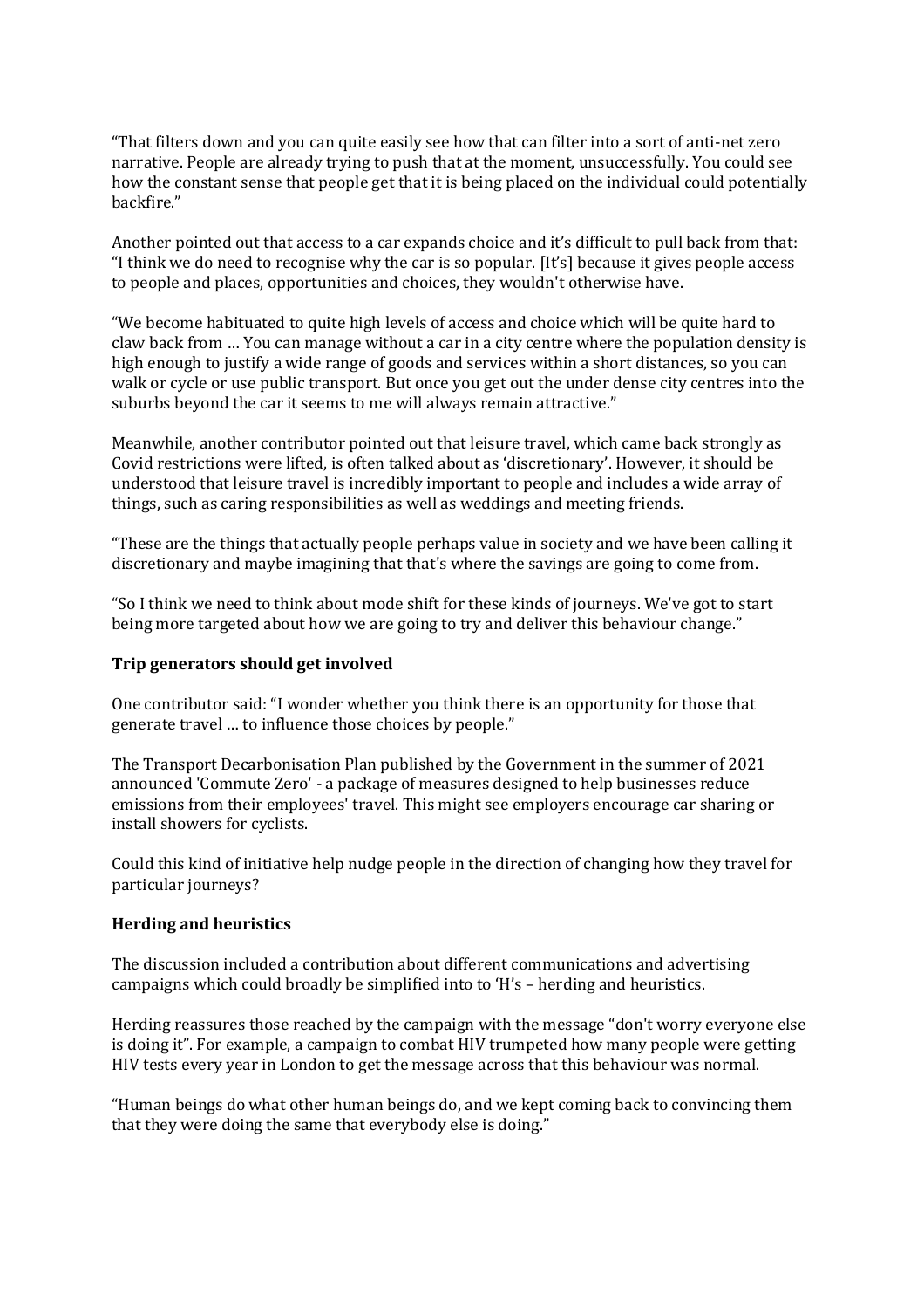"That filters down and you can quite easily see how that can filter into a sort of anti-net zero narrative. People are already trying to push that at the moment, unsuccessfully. You could see how the constant sense that people get that it is being placed on the individual could potentially backfire."

Another pointed out that access to a car expands choice and it's difficult to pull back from that: "I think we do need to recognise why the car is so popular. [It's] because it gives people access to people and places, opportunities and choices, they wouldn't otherwise have.

"We become habituated to quite high levels of access and choice which will be quite hard to claw back from … You can manage without a car in a city centre where the population density is high enough to justify a wide range of goods and services within a short distances, so you can walk or cycle or use public transport. But once you get out the under dense city centres into the suburbs beyond the car it seems to me will always remain attractive."

Meanwhile, another contributor pointed out that leisure travel, which came back strongly as Covid restrictions were lifted, is often talked about as 'discretionary'. However, it should be understood that leisure travel is incredibly important to people and includes a wide array of things, such as caring responsibilities as well as weddings and meeting friends.

"These are the things that actually people perhaps value in society and we have been calling it discretionary and maybe imagining that that's where the savings are going to come from.

"So I think we need to think about mode shift for these kinds of journeys. We've got to start being more targeted about how we are going to try and deliver this behaviour change."

**Trip generators should get involved**

One contributor said: "I wonder whether you think there is an opportunity for those that generate travel … to influence those choices by people."

The Transport Decarbonisation Plan published by the Government in the summer of 2021 announced 'Commute Zero' - a package of measures designed to help businesses reduce emissions from their employees' travel. This might see employers encourage car sharing or install showers for cyclists.

Could this kind of initiative help nudge people in the direction of changing how they travel for particular journeys?

**Herding and heuristics**

The discussion included a contribution about different communications and advertising campaigns which could broadly be simplified into to 'H's – herding and heuristics.

Herding reassures those reached by the campaign with the message "don't worry everyone else is doing it". For example, a campaign to combat HIV trumpeted how many people were getting HIV tests every year in London to get the message across that this behaviour was normal.

"Human beings do what other human beings do, and we kept coming back to convincing them that they were doing the same that everybody else is doing."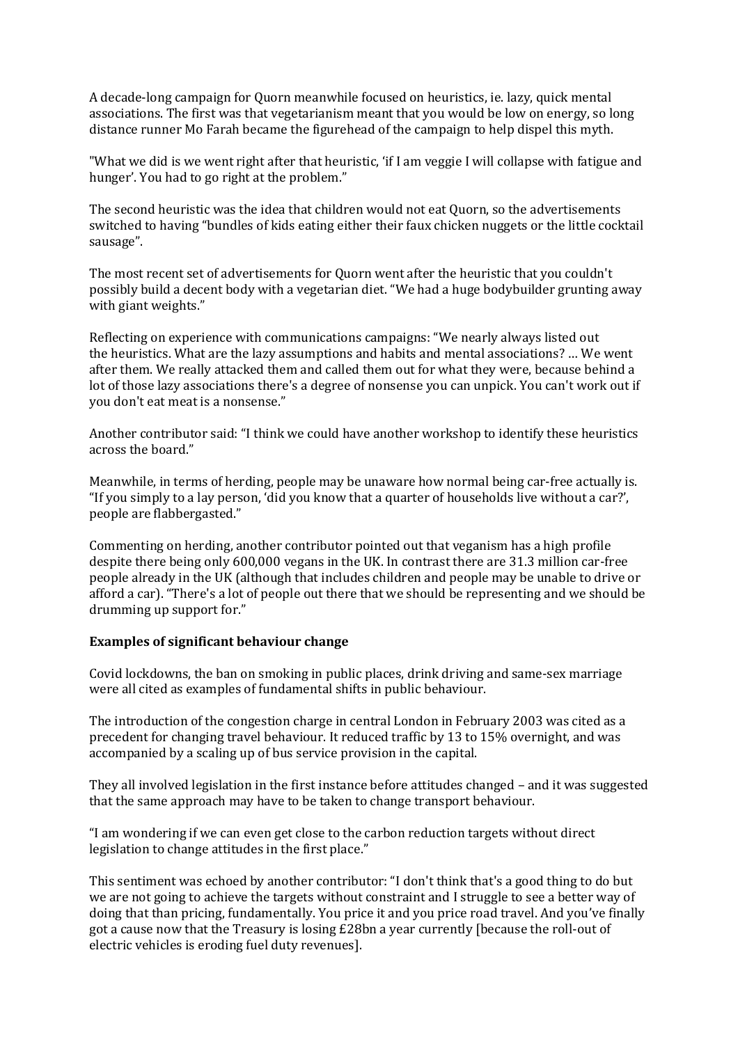A decade-long campaign for Quorn meanwhile focused on heuristics, ie. lazy, quick mental associations. The first was that vegetarianism meant that you would be low on energy, so long distance runner Mo Farah became the figurehead of the campaign to help dispel this myth.

"What we did is we went right after that heuristic, 'if I am veggie I will collapse with fatigue and hunger'. You had to go right at the problem."

The second heuristic was the idea that children would not eat Quorn, so the advertisements switched to having "bundles of kids eating either their faux chicken nuggets or the little cocktail sausage".

The most recent set of advertisements for Quorn went after the heuristic that you couldn't possibly build a decent body with a vegetarian diet. "We had a huge bodybuilder grunting away with giant weights."

Reflecting on experience with communications campaigns: "We nearly always listed out the heuristics. What are the lazy assumptions and habits and mental associations? … We went after them. We really attacked them and called them out for what they were, because behind a lot of those lazy associations there's a degree of nonsense you can unpick. You can't work out if you don't eat meat is a nonsense."

Another contributor said: "I think we could have another workshop to identify these heuristics across the board."

Meanwhile, in terms of herding, people may be unaware how normal being car-free actually is. "If you simply to a lay person, 'did you know that a quarter of households live without a car?', people are flabbergasted."

Commenting on herding, another contributor pointed out that veganism has a high profile despite there being only 600,000 vegans in the UK. In contrast there are 31.3 million car-free people already in the UK (although that includes children and people may be unable to drive or afford a car). "There's a lot of people out there that we should be representing and we should be drumming up support for."

**Examples of significant behaviour change**

Covid lockdowns, the ban on smoking in public places, drink driving and same-sex marriage were all cited as examples of fundamental shifts in public behaviour.

The introduction of the congestion charge in central London in February 2003 was cited as a precedent for changing travel behaviour. It reduced traffic by 13 to 15% overnight, and was accompanied by a scaling up of bus service provision in the capital.

They all involved legislation in the first instance before attitudes changed – and it was suggested that the same approach may have to be taken to change transport behaviour.

"I am wondering if we can even get close to the carbon reduction targets without direct legislation to change attitudes in the first place."

This sentiment was echoed by another contributor: "I don't think that's a good thing to do but we are not going to achieve the targets without constraint and I struggle to see a better way of doing that than pricing, fundamentally. You price it and you price road travel. And you've finally got a cause now that the Treasury is losing £28bn a year currently [because the roll-out of electric vehicles is eroding fuel duty revenues].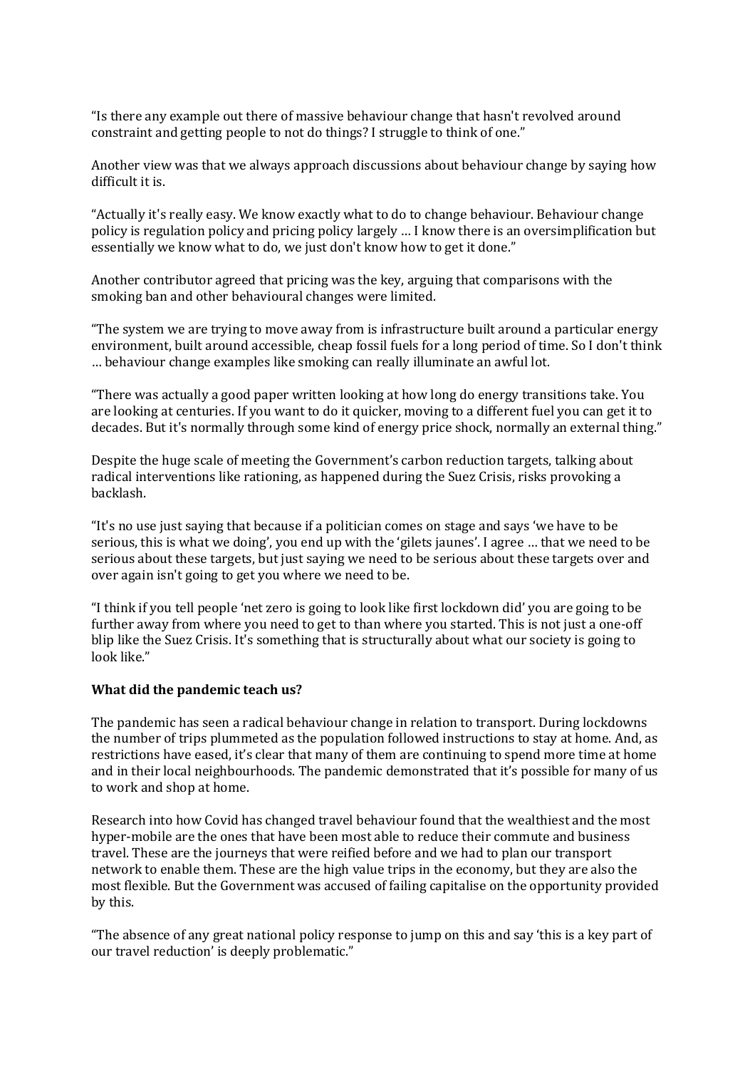"Is there any example out there of massive behaviour change that hasn't revolved around constraint and getting people to not do things? I struggle to think of one."

Another view was that we always approach discussions about behaviour change by saying how difficult it is.

"Actually it's really easy. We know exactly what to do to change behaviour. Behaviour change policy is regulation policy and pricing policy largely … I know there is an oversimplification but essentially we know what to do, we just don't know how to get it done."

Another contributor agreed that pricing was the key, arguing that comparisons with the smoking ban and other behavioural changes were limited.

"The system we are trying to move away from is infrastructure built around a particular energy environment, built around accessible, cheap fossil fuels for a long period of time. So I don't think … behaviour change examples like smoking can really illuminate an awful lot.

"There was actually a good paper written looking at how long do energy transitions take. You are looking at centuries. If you want to do it quicker, moving to a different fuel you can get it to decades. But it's normally through some kind of energy price shock, normally an external thing."

Despite the huge scale of meeting the Government's carbon reduction targets, talking about radical interventions like rationing, as happened during the Suez Crisis, risks provoking a backlash.

"It's no use just saying that because if a politician comes on stage and says 'we have to be serious, this is what we doing', you end up with the 'gilets jaunes'. I agree … that we need to be serious about these targets, but just saying we need to be serious about these targets over and over again isn't going to get you where we need to be.

"I think if you tell people 'net zero is going to look like first lockdown did' you are going to be further away from where you need to get to than where you started. This is not just a one-off blip like the Suez Crisis. It's something that is structurally about what our society is going to look like."

**What did the pandemic teach us?**

The pandemic has seen a radical behaviour change in relation to transport. During lockdowns the number of trips plummeted as the population followed instructions to stay at home. And, as restrictions have eased, it's clear that many of them are continuing to spend more time at home and in their local neighbourhoods. The pandemic demonstrated that it's possible for many of us to work and shop at home.

Research into how Covid has changed travel behaviour found that the wealthiest and the most hyper-mobile are the ones that have been most able to reduce their commute and business travel. These are the journeys that were reified before and we had to plan our transport network to enable them. These are the high value trips in the economy, but they are also the most flexible. But the Government was accused of failing capitalise on the opportunity provided by this.

"The absence of any great national policy response to jump on this and say 'this is a key part of our travel reduction' is deeply problematic."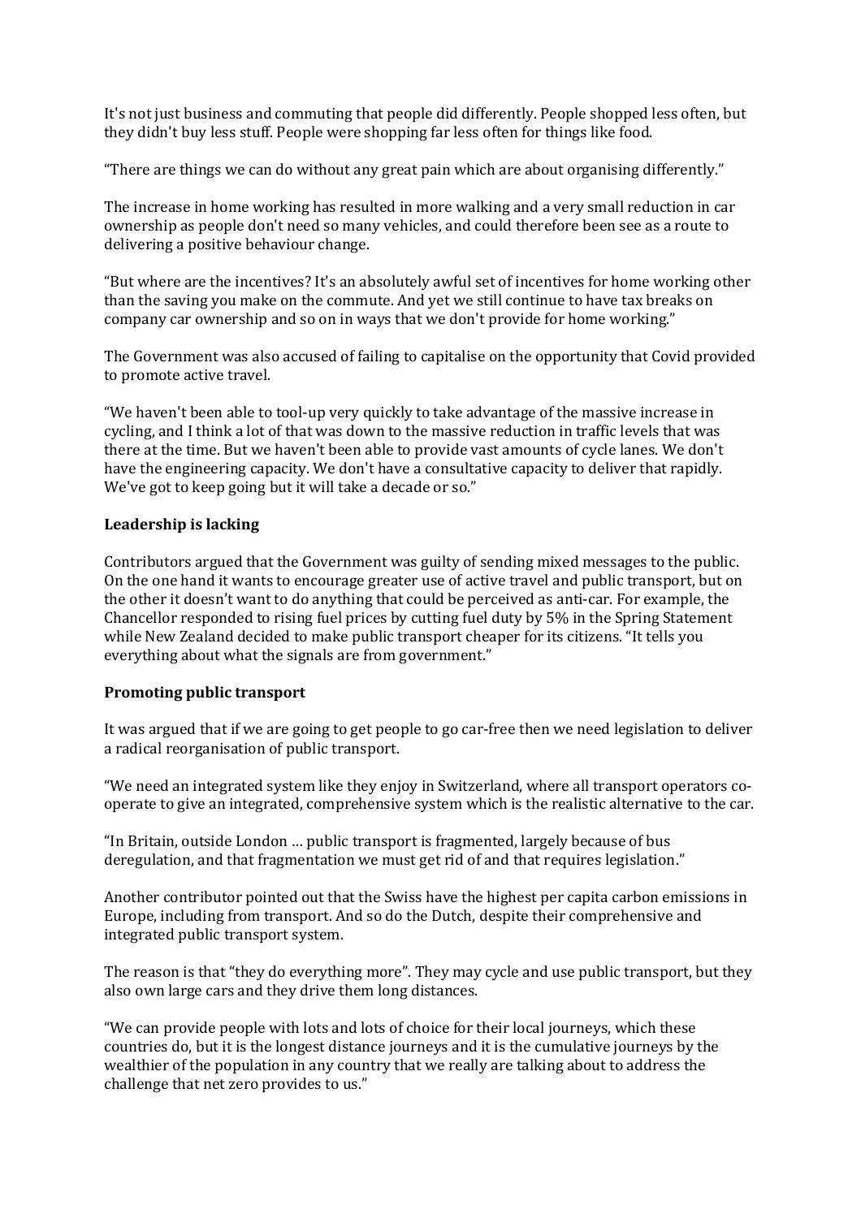It's not just business and commuting that people did differently. People shopped less often, but they didn't buy less stuff. People were shopping far less often for things like food.

"There are things we can do without any great pain which are about organising differently."

The increase in home working has resulted in more walking and a very small reduction in car ownership as people don't need so many vehicles, and could therefore been see as a route to delivering a positive behaviour change.

"But where are the incentives? It's an absolutely awful set of incentives for home working other than the saving you make on the commute. And yet we still continue to have tax breaks on company car ownership and so on in ways that we don't provide for home working."

The Government was also accused of failing to capitalise on the opportunity that Covid provided to promote active travel.

"We haven't been able to tool-up very quickly to take advantage of the massive increase in cycling, and I think a lot of that was down to the massive reduction in traffic levels that was there at the time. But we haven't been able to provide vast amounts of cycle lanes. We don't have the engineering capacity. We don't have a consultative capacity to deliver that rapidly. We've got to keep going but it will take a decade or so."

**Leadership is lacking**

Contributors argued that the Government was guilty of sending mixed messages to the public. On the one hand it wants to encourage greater use of active travel and public transport, but on the other it doesn't want to do anything that could be perceived as anti-car. For example, the Chancellor responded to rising fuel prices by cutting fuel duty by 5% in the Spring Statement while New Zealand decided to make public transport cheaper for its citizens. "It tells you everything about what the signals are from government."

**Promoting public transport**

It was argued that if we are going to get people to go car-free then we need legislation to deliver a radical reorganisation of public transport.

"We need an integrated system like they enjoy in Switzerland, where all transport operators co-operate to give an integrated, comprehensive system which is the realistic alternative to the car.

"In Britain, outside London … public transport is fragmented, largely because of bus deregulation, and that fragmentation we must get rid of and that requires legislation."

Another contributor pointed out that the Swiss have the highest per capita carbon emissions in Europe, including from transport. And so do the Dutch, despite their comprehensive and integrated public transport system.

The reason is that "they do everything more". They may cycle and use public transport, but they also own large cars and they drive them long distances.

"We can provide people with lots and lots of choice for their local journeys, which these countries do, but it is the longest distance journeys and it is the cumulative journeys by the wealthier of the population in any country that we really are talking about to address the challenge that net zero provides to us."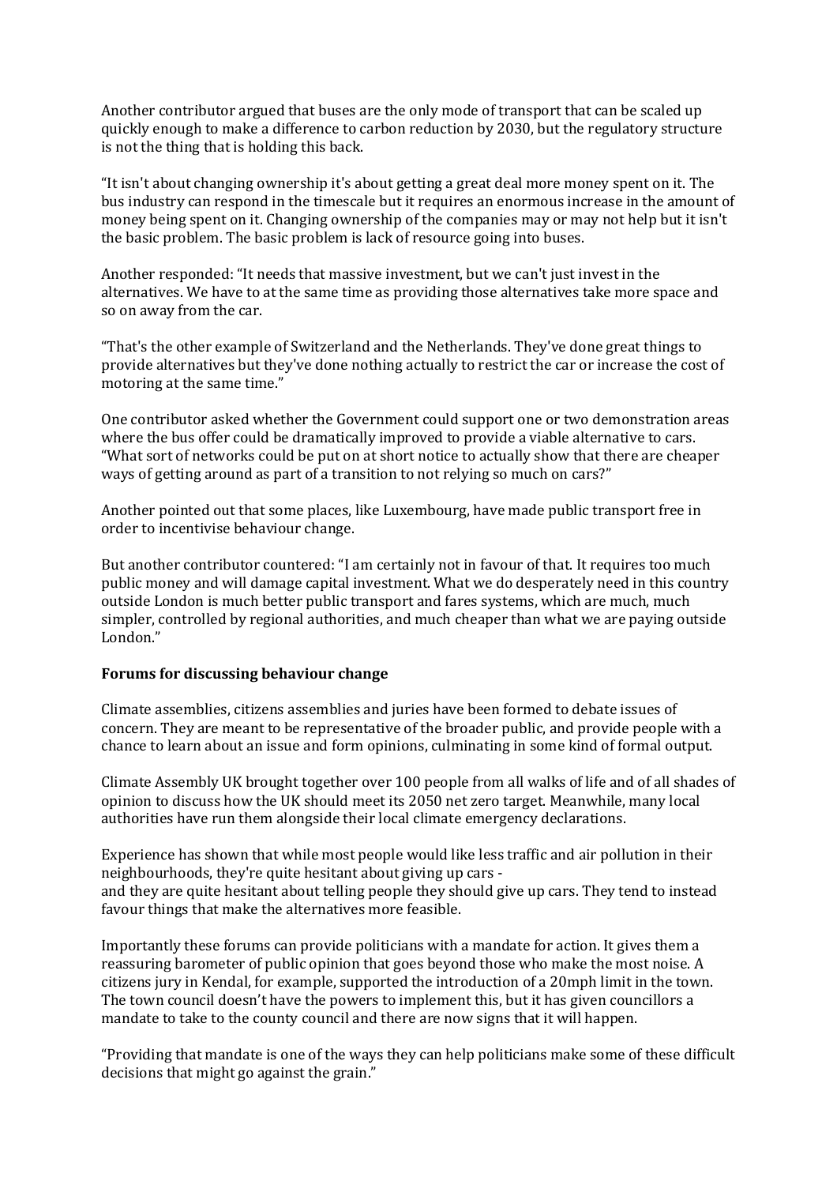Another contributor argued that buses are the only mode of transport that can be scaled up quickly enough to make a difference to carbon reduction by 2030, but the regulatory structure is not the thing that is holding this back.

"It isn't about changing ownership it's about getting a great deal more money spent on it. The bus industry can respond in the timescale but it requires an enormous increase in the amount of money being spent on it. Changing ownership of the companies may or may not help but it isn't the basic problem. The basic problem is lack of resource going into buses.

Another responded: "It needs that massive investment, but we can't just invest in the alternatives. We have to at the same time as providing those alternatives take more space and so on away from the car.

"That's the other example of Switzerland and the Netherlands. They've done great things to provide alternatives but they've done nothing actually to restrict the car or increase the cost of motoring at the same time."

One contributor asked whether the Government could support one or two demonstration areas where the bus offer could be dramatically improved to provide a viable alternative to cars. "What sort of networks could be put on at short notice to actually show that there are cheaper ways of getting around as part of a transition to not relying so much on cars?"

Another pointed out that some places, like Luxembourg, have made public transport free in order to incentivise behaviour change.

But another contributor countered: "I am certainly not in favour of that. It requires too much public money and will damage capital investment. What we do desperately need in this country outside London is much better public transport and fares systems, which are much, much simpler, controlled by regional authorities, and much cheaper than what we are paying outside London."

**Forums for discussing behaviour change**

Climate assemblies, citizens assemblies and juries have been formed to debate issues of concern. They are meant to be representative of the broader public, and provide people with a chance to learn about an issue and form opinions, culminating in some kind of formal output.

Climate Assembly UK brought together over 100 people from all walks of life and of all shades of opinion to discuss how the UK should meet its 2050 net zero target. Meanwhile, many local authorities have run them alongside their local climate emergency declarations.

Experience has shown that while most people would like less traffic and air pollution in their neighbourhoods, they're quite hesitant about giving up cars - and they are quite hesitant about telling people they should give up cars. They tend to instead favour things that make the alternatives more feasible.

Importantly these forums can provide politicians with a mandate for action. It gives them a reassuring barometer of public opinion that goes beyond those who make the most noise. A citizens jury in Kendal, for example, supported the introduction of a 20mph limit in the town. The town council doesn't have the powers to implement this, but it has given councillors a mandate to take to the county council and there are now signs that it will happen.

"Providing that mandate is one of the ways they can help politicians make some of these difficult decisions that might go against the grain."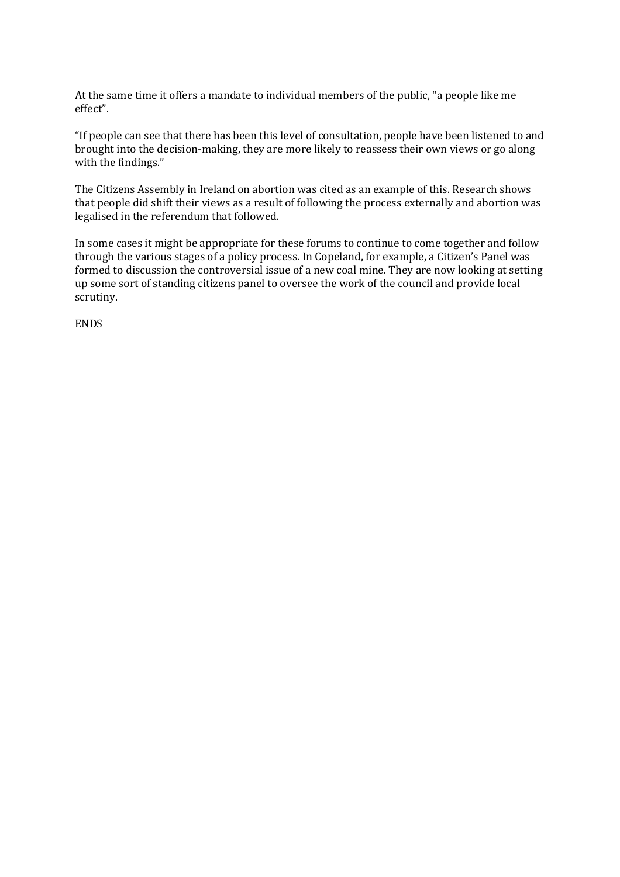At the same time it offers a mandate to individual members of the public, "a people like me effect".

"If people can see that there has been this level of consultation, people have been listened to and brought into the decision-making, they are more likely to reassess their own views or go along with the findings."

The Citizens Assembly in Ireland on abortion was cited as an example of this. Research shows that people did shift their views as a result of following the process externally and abortion was legalised in the referendum that followed.

In some cases it might be appropriate for these forums to continue to come together and follow through the various stages of a policy process. In Copeland, for example, a Citizen's Panel was formed to discussion the controversial issue of a new coal mine. They are now looking at setting up some sort of standing citizens panel to oversee the work of the council and provide local scrutiny.

ENDS